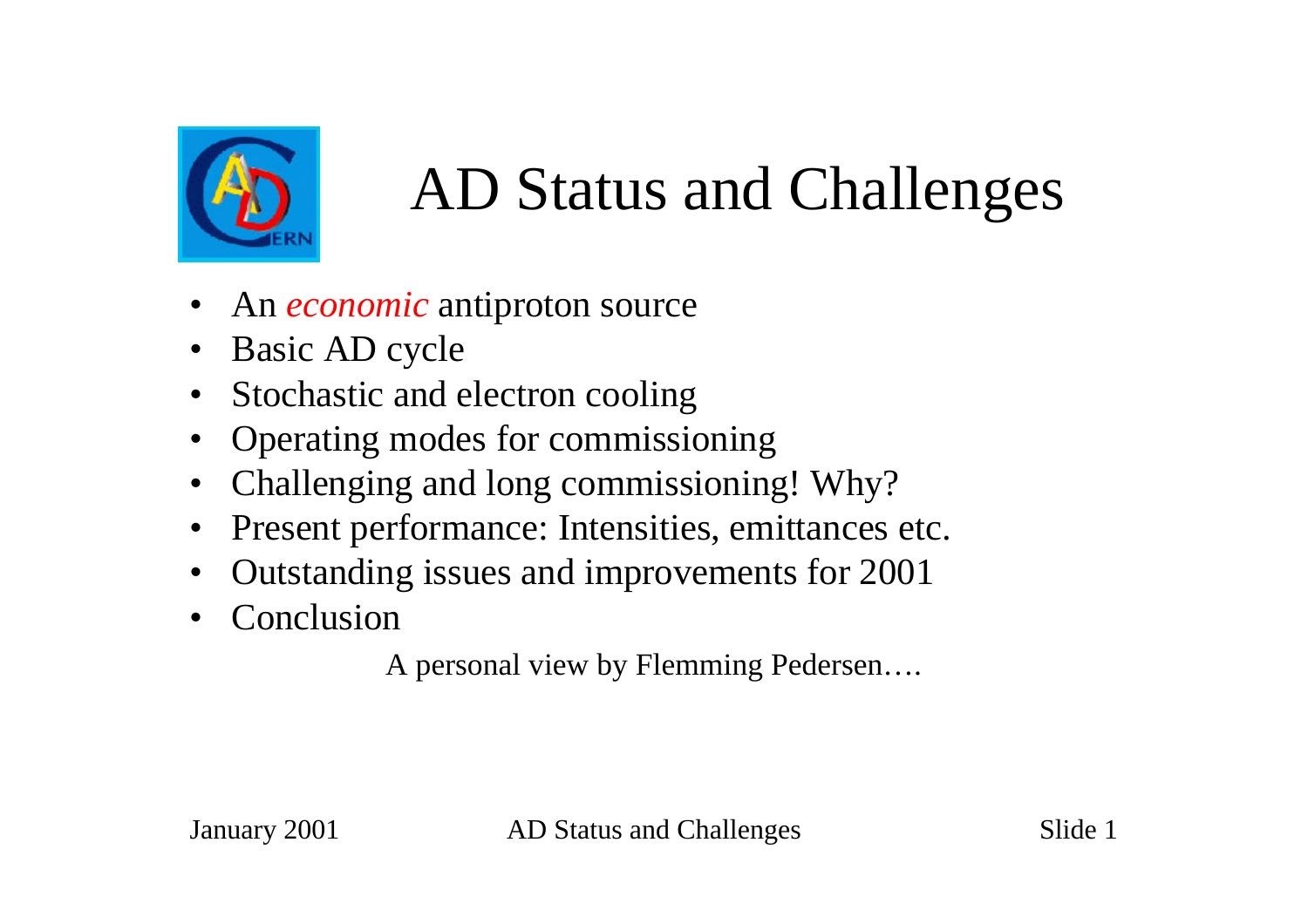# AD Status and Challenges

- An *economic* antiproton source
- Basic AD cycle
- Stochastic and electron cooling
- Operating modes for commissioning
- Challenging and long commissioning! Why?
- Present performance: Intensities, emittances etc.
- Outstanding issues and improvements for 2001
- Conclusion

A personal view by Flemming Pedersen….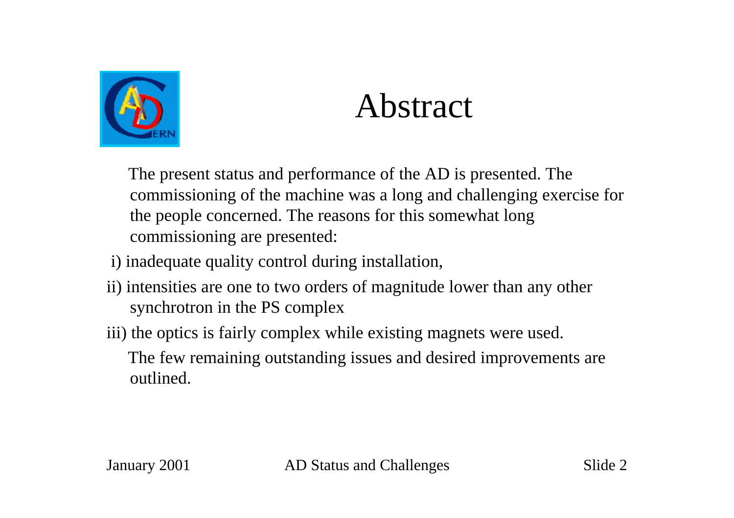# Abstract

The present status and performance of the AD is presented. The commissioning of the machine was a long and challenging exercise for the people concerned. The reasons for this somewhat long commissioning are presented:

i) inadequate quality control during installation,

ii) intensities are one to two orders of magnitude lower than any other synchrotron in the PS complex

iii) the optics is fairly complex while existing magnets were used.

The few remaining outstanding issues and desired improvements are outlined.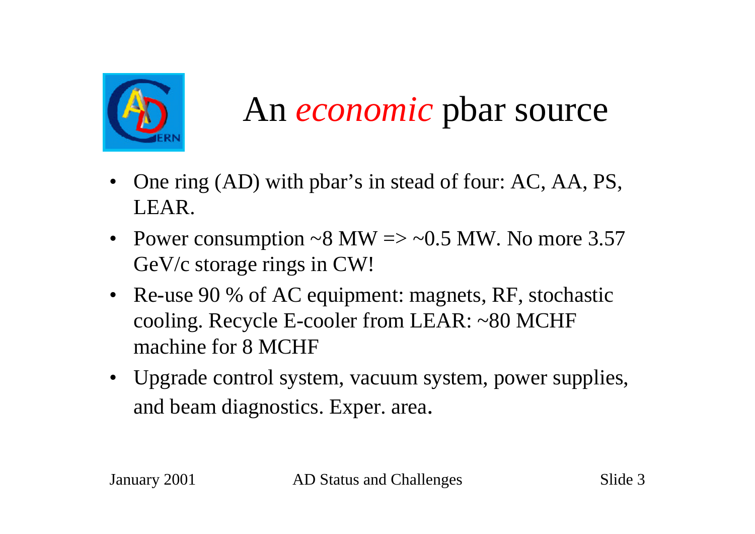# An *economic* pbar source

- One ring (AD) with pbar's in stead of four: AC, AA, PS, LEAR.
- Power consumption ~8 MW => ~0.5 MW. No more 3.57 GeV/c storage rings in CW!
- Re-use 90 % of AC equipment: magnets, RF, stochastic cooling. Recycle E-cooler from LEAR: ~80 MCHF machine for 8 MCHF
- Upgrade control system, vacuum system, power supplies, and beam diagnostics. Exper. area.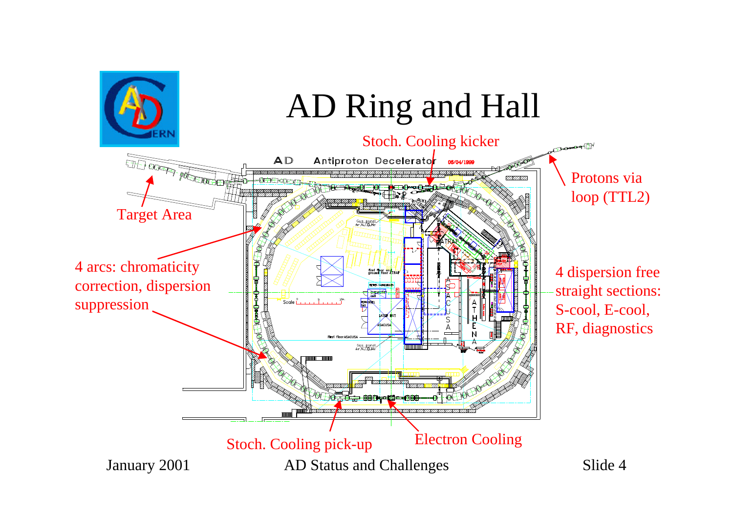# AD Ring and Hall

Stoch. Cooling kicker

Protons via loop (TTL2)

Target Area

4 arcs: chromaticity correction, dispersion suppression

4 dispersion free straight sections: S-cool, E-cool, RF, diagnostics

Stoch. Cooling pick-up

Electron Cooling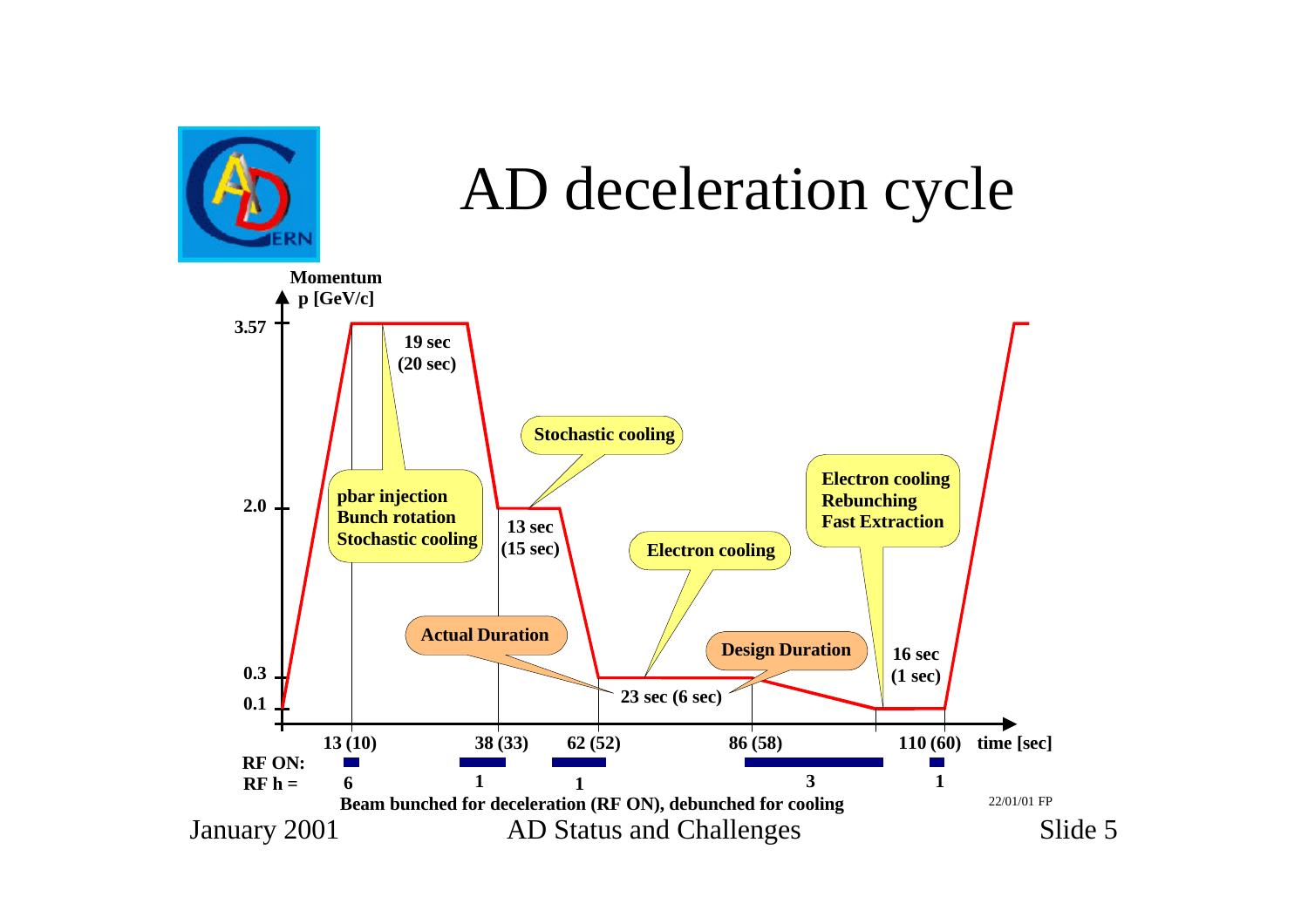# AD deceleration cycle

Momentum p [GeV/c]

3.57

2.0

0.3

0.1

19 sec (20 sec)

pbar injection
Bunch rotation
Stochastic cooling

Stochastic cooling

13 sec (15 sec)

Electron cooling

Electron cooling
Rebunching
Fast Extraction

Actual Duration

Design Duration

23 sec (6 sec)

16 sec (1 sec)

13 (10) 38 (33) 62 (52) 86 (58) 110 (60) time [sec]

RF ON:

RF h = 6 1 1 3 1

Beam bunched for deceleration (RF ON), debunched for cooling

22/01/01 FP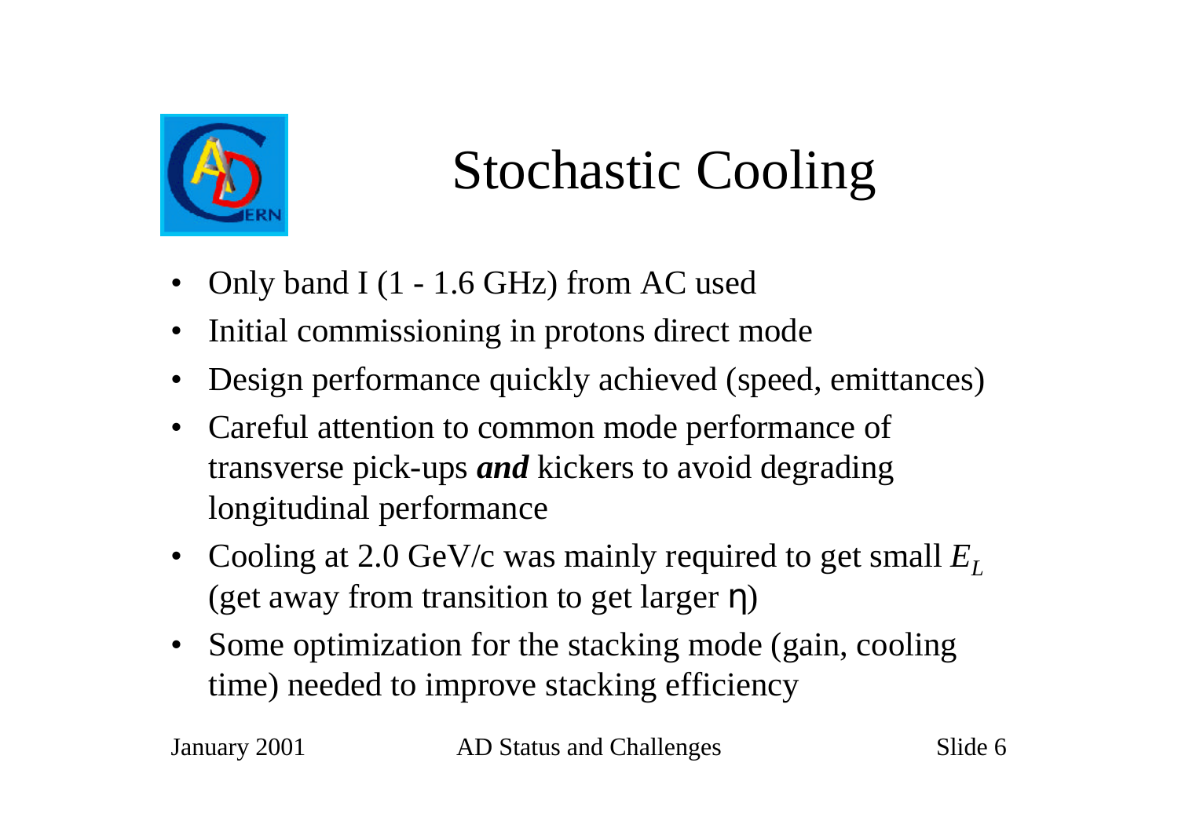# Stochastic Cooling

- Only band I (1 - 1.6 GHz) from AC used
- Initial commissioning in protons direct mode
- Design performance quickly achieved (speed, emittances)
- Careful attention to common mode performance of transverse pick-ups ***and*** kickers to avoid degrading longitudinal performance
- Cooling at 2.0 GeV/c was mainly required to get small $E_L$ (get away from transition to get larger $\eta$)
- Some optimization for the stacking mode (gain, cooling time) needed to improve stacking efficiency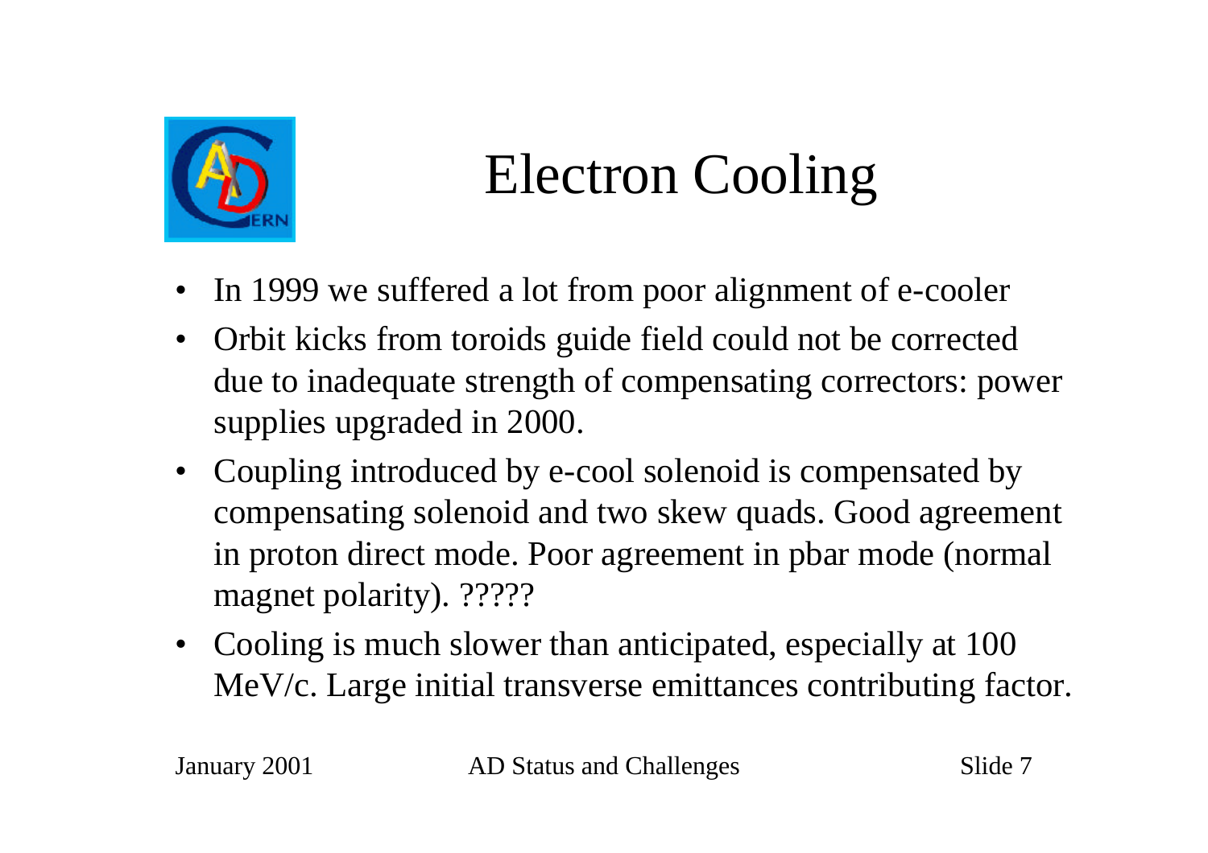# Electron Cooling

- In 1999 we suffered a lot from poor alignment of e-cooler
- Orbit kicks from toroids guide field could not be corrected due to inadequate strength of compensating correctors: power supplies upgraded in 2000.
- Coupling introduced by e-cool solenoid is compensated by compensating solenoid and two skew quads. Good agreement in proton direct mode. Poor agreement in pbar mode (normal magnet polarity). ?????
- Cooling is much slower than anticipated, especially at 100 MeV/c. Large initial transverse emittances contributing factor.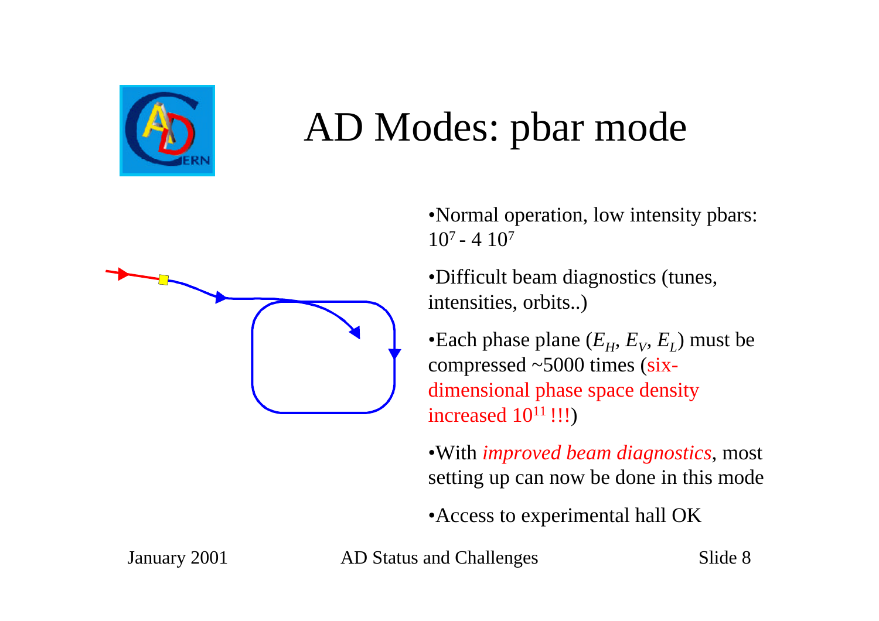# AD Modes: pbar mode

- Normal operation, low intensity pbars: $10^7$ - 4 $10^7$
- Difficult beam diagnostics (tunes, intensities, orbits..)
- Each phase plane ($E_H$, $E_V$, $E_L$) must be compressed ~5000 times (six-dimensional phase space density increased $10^{11}$ !!!)
- With *improved beam diagnostics*, most setting up can now be done in this mode
- Access to experimental hall OK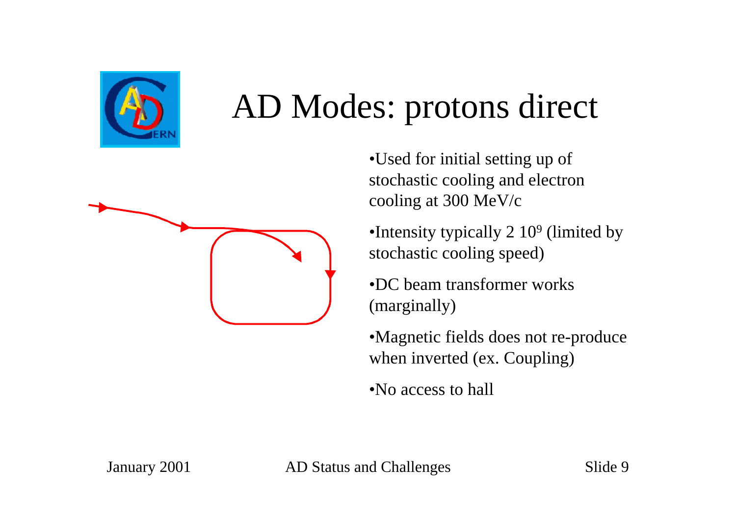# AD Modes: protons direct

- Used for initial setting up of stochastic cooling and electron cooling at 300 MeV/c
- Intensity typically 2 $10^9$ (limited by stochastic cooling speed)
- DC beam transformer works (marginally)
- Magnetic fields does not re-produce when inverted (ex. Coupling)
- No access to hall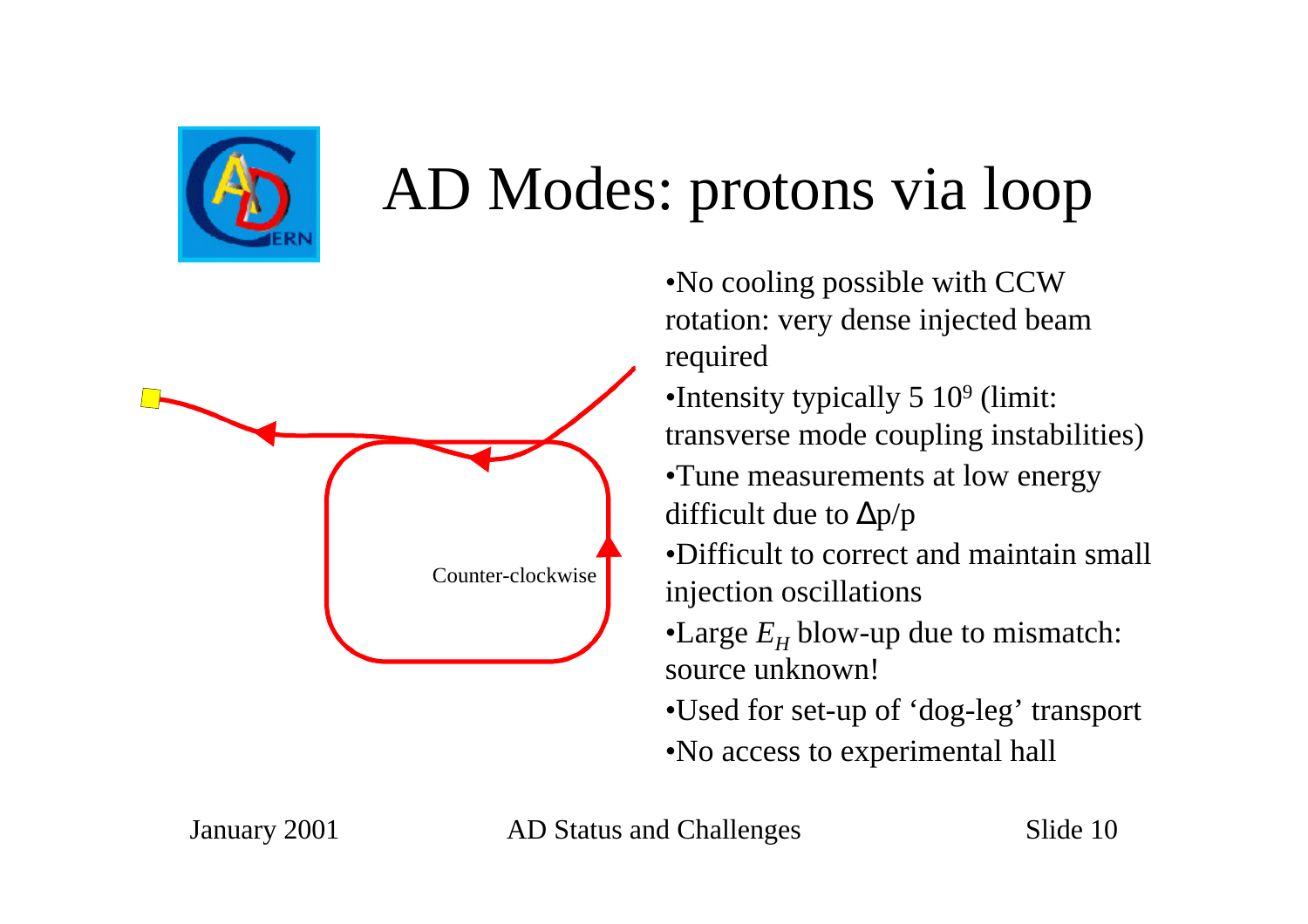# AD Modes: protons via loop

Counter-clockwise

- No cooling possible with CCW rotation: very dense injected beam required
- Intensity typically 5 $10^9$ (limit: transverse mode coupling instabilities)
- Tune measurements at low energy difficult due to $\Delta p/p$
- Difficult to correct and maintain small injection oscillations
- Large $E_H$ blow-up due to mismatch: source unknown!
- Used for set-up of 'dog-leg' transport
- No access to experimental hall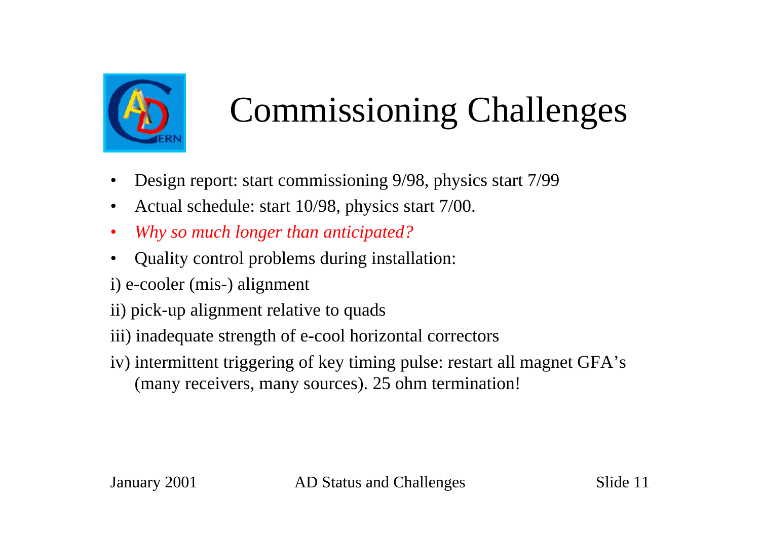# Commissioning Challenges

- Design report: start commissioning 9/98, physics start 7/99
- Actual schedule: start 10/98, physics start 7/00.
- *Why so much longer than anticipated?*
- Quality control problems during installation:

i) e-cooler (mis-) alignment

ii) pick-up alignment relative to quads

iii) inadequate strength of e-cool horizontal correctors

iv) intermittent triggering of key timing pulse: restart all magnet GFA's (many receivers, many sources). 25 ohm termination!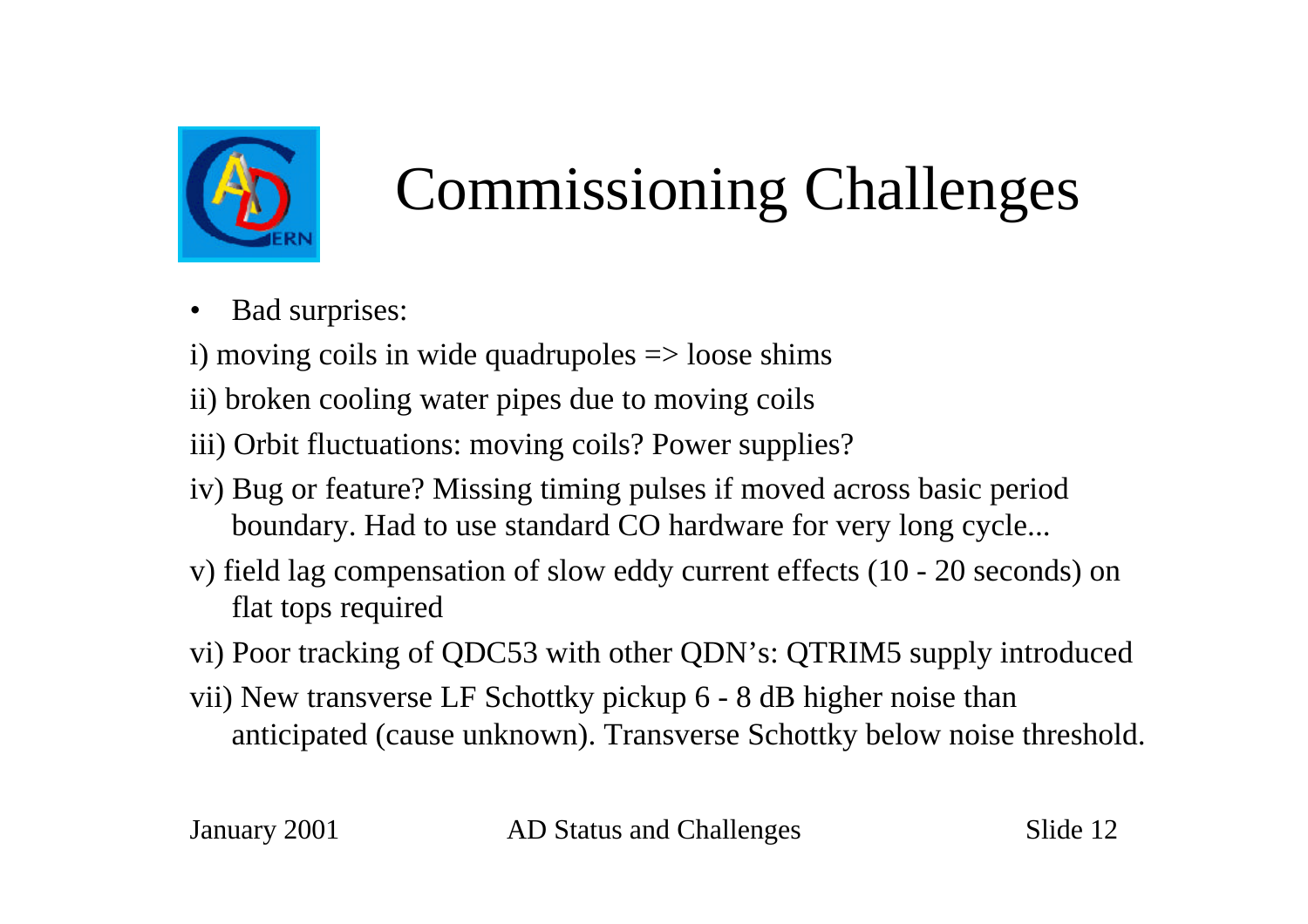# Commissioning Challenges

- Bad surprises:

i) moving coils in wide quadrupoles => loose shims

ii) broken cooling water pipes due to moving coils

iii) Orbit fluctuations: moving coils? Power supplies?

iv) Bug or feature? Missing timing pulses if moved across basic period boundary. Had to use standard CO hardware for very long cycle...

v) field lag compensation of slow eddy current effects (10 - 20 seconds) on flat tops required

vi) Poor tracking of QDC53 with other QDN's: QTRIM5 supply introduced

vii) New transverse LF Schottky pickup 6 - 8 dB higher noise than anticipated (cause unknown). Transverse Schottky below noise threshold.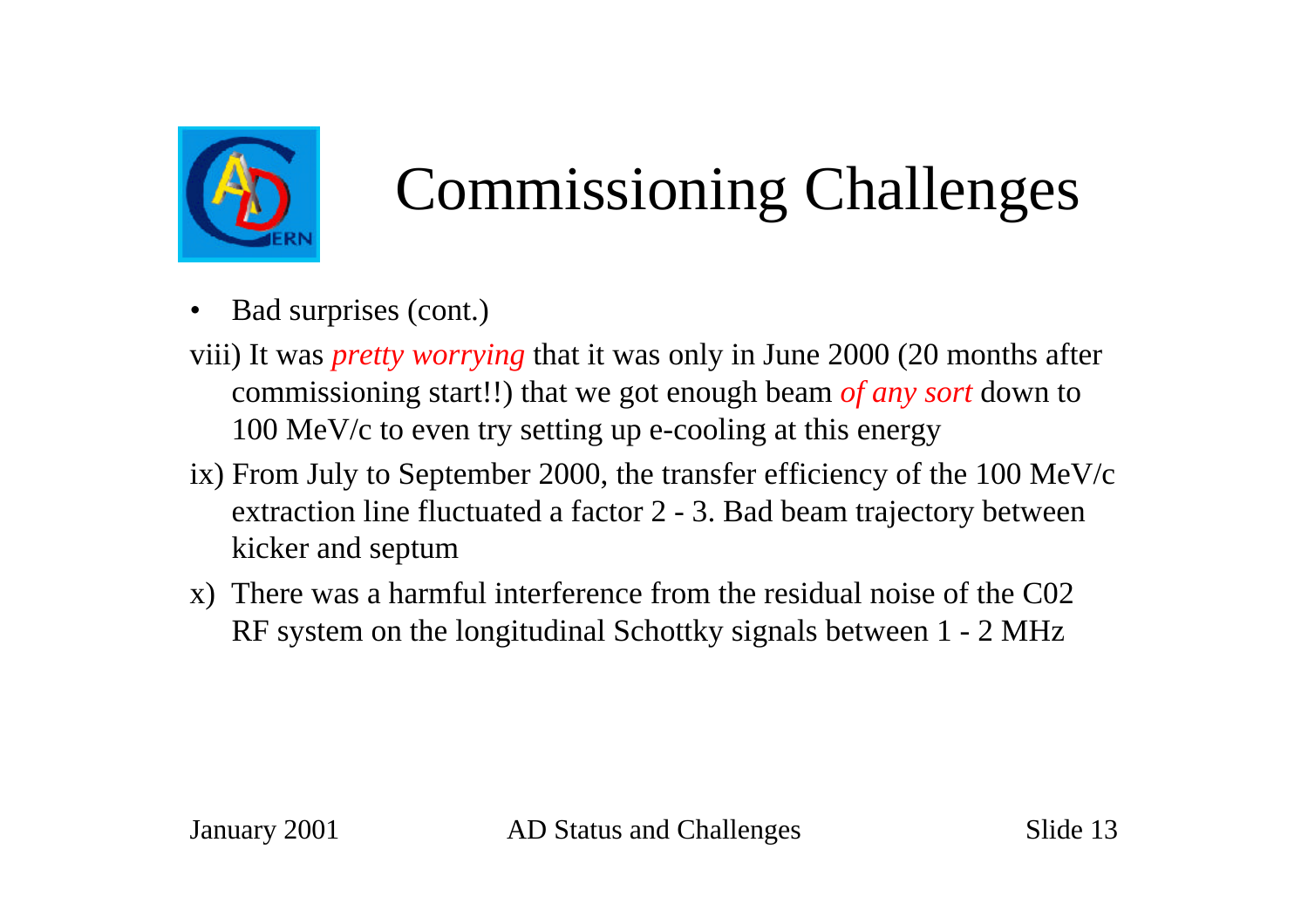# Commissioning Challenges

- Bad surprises (cont.)

viii) It was *pretty worrying* that it was only in June 2000 (20 months after commissioning start!!) that we got enough beam *of any sort* down to 100 MeV/c to even try setting up e-cooling at this energy

ix) From July to September 2000, the transfer efficiency of the 100 MeV/c extraction line fluctuated a factor 2 - 3. Bad beam trajectory between kicker and septum

x) There was a harmful interference from the residual noise of the C02 RF system on the longitudinal Schottky signals between 1 - 2 MHz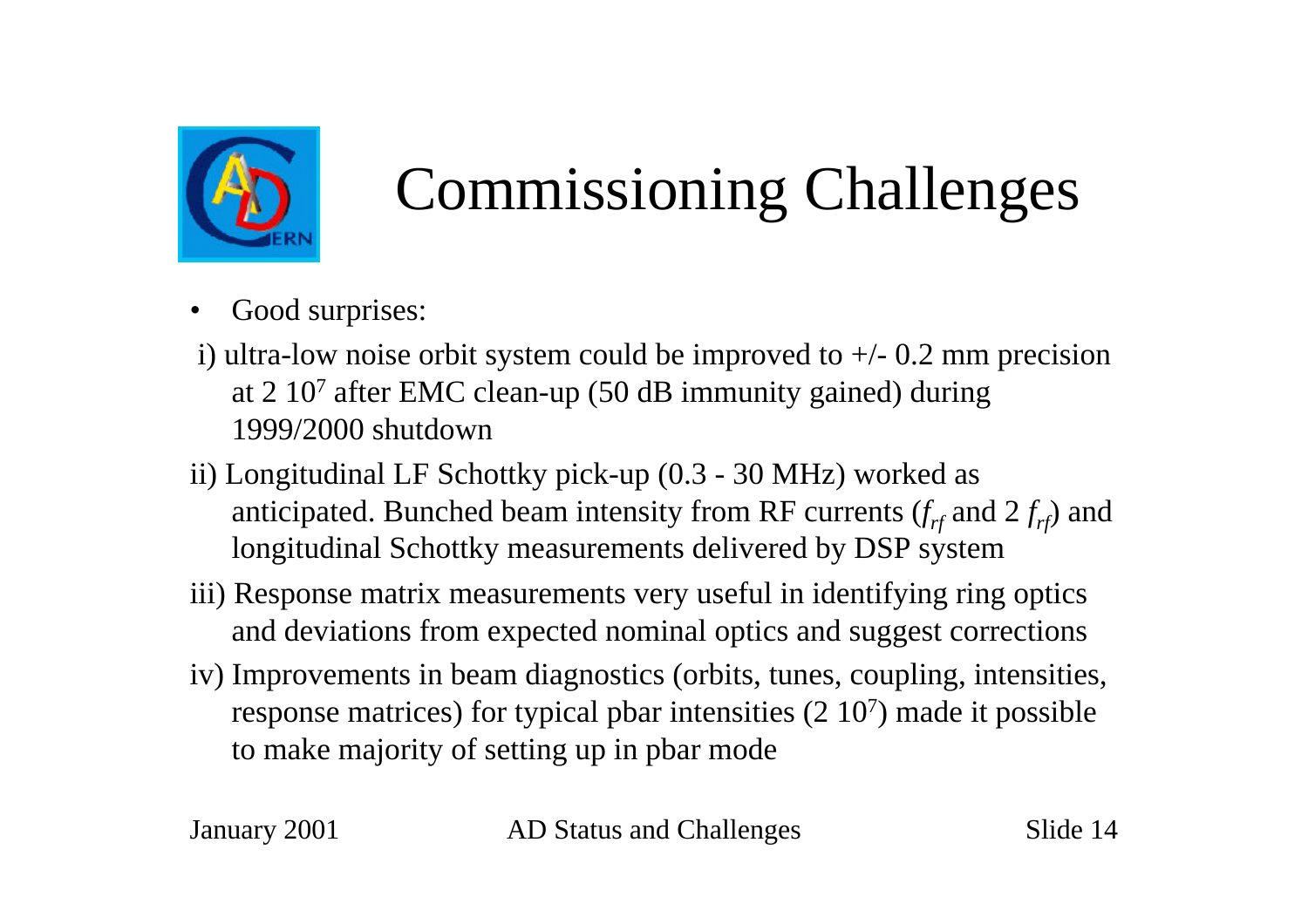# Commissioning Challenges

- Good surprises:

i) ultra-low noise orbit system could be improved to +/- 0.2 mm precision at 2 $10^7$ after EMC clean-up (50 dB immunity gained) during 1999/2000 shutdown

ii) Longitudinal LF Schottky pick-up (0.3 - 30 MHz) worked as anticipated. Bunched beam intensity from RF currents ($f_{rf}$ and 2 $f_{rf}$) and longitudinal Schottky measurements delivered by DSP system

iii) Response matrix measurements very useful in identifying ring optics and deviations from expected nominal optics and suggest corrections

iv) Improvements in beam diagnostics (orbits, tunes, coupling, intensities, response matrices) for typical pbar intensities (2 $10^7$) made it possible to make majority of setting up in pbar mode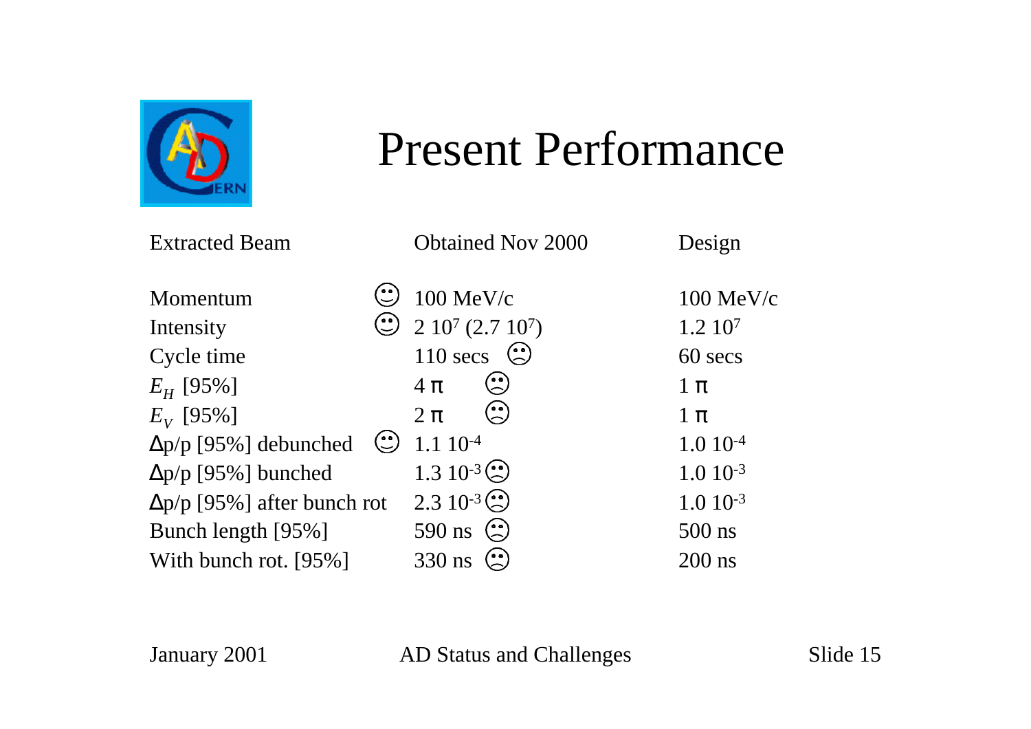# Present Performance

| Extracted Beam | Obtained Nov 2000 | Design |
|---|---|---|
| Momentum ☺ | 100 MeV/c | 100 MeV/c |
| Intensity ☺ | 2 $10^{7}$ (2.7 $10^{7}$) | 1.2 $10^{7}$ |
| Cycle time | 110 secs ☹ | 60 secs |
| $E_H$ [95%] | 4 π ☹ | 1 π |
| $E_V$ [95%] | 2 π ☹ | 1 π |
| Δp/p [95%] debunched ☺ | 1.1 $10^{-4}$ | 1.0 $10^{-4}$ |
| Δp/p [95%] bunched | 1.3 $10^{-3}$ ☹ | 1.0 $10^{-3}$ |
| Δp/p [95%] after bunch rot | 2.3 $10^{-3}$ ☹ | 1.0 $10^{-3}$ |
| Bunch length [95%] | 590 ns ☹ | 500 ns |
| With bunch rot. [95%] | 330 ns ☹ | 200 ns |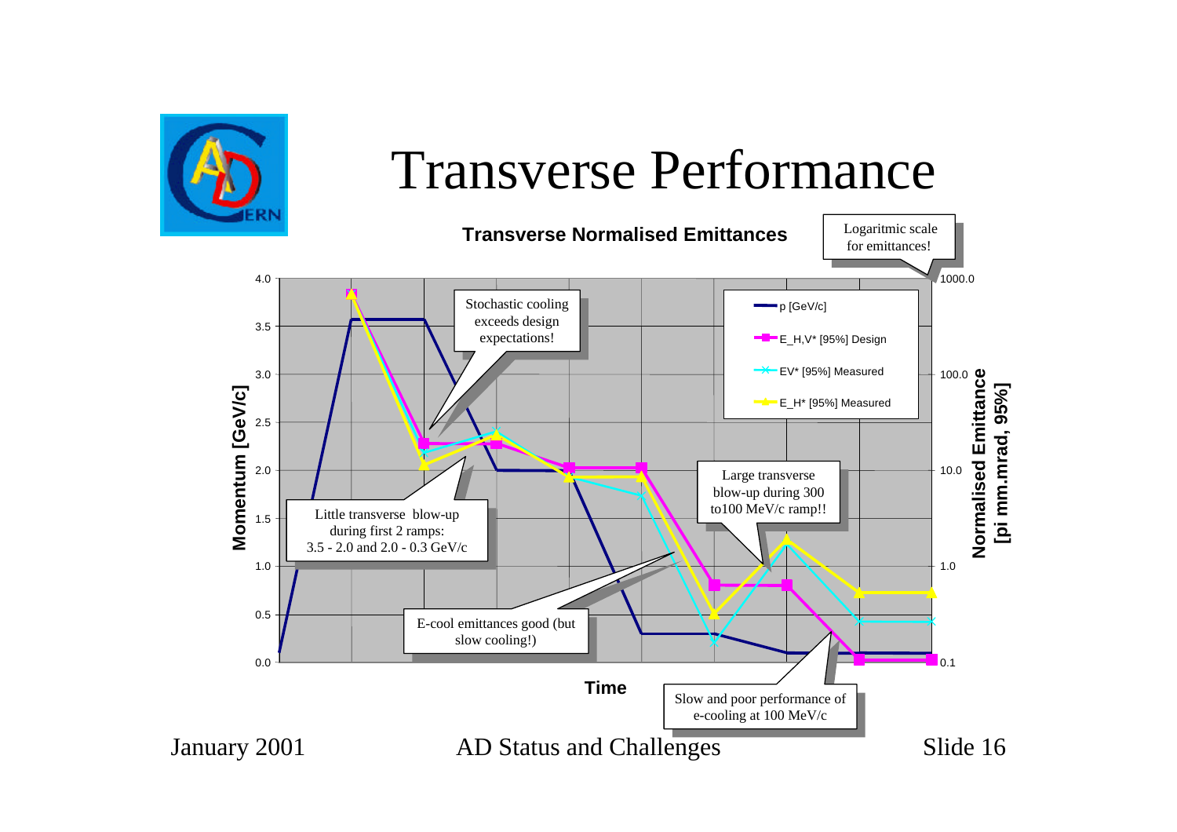# Transverse Performance

**Transverse Normalised Emittances**

Logaritmic scale for emittances!

Stochastic cooling exceeds design expectations!

Little transverse blow-up during first 2 ramps: 3.5 - 2.0 and 2.0 - 0.3 GeV/c

E-cool emittances good (but slow cooling!)

Large transverse blow-up during 300 to100 MeV/c ramp!!

Slow and poor performance of e-cooling at 100 MeV/c

Legend: p [GeV/c]; E_H,V* [95%] Design; EV* [95%] Measured; E_H* [95%] Measured

Left axis: Momentum [GeV/c] (0.0 – 4.0)

Right axis: Normalised Emittance [pi mm.mrad, 95%] (0.1 – 1000.0)

Horizontal axis: Time

January 2001 AD Status and Challenges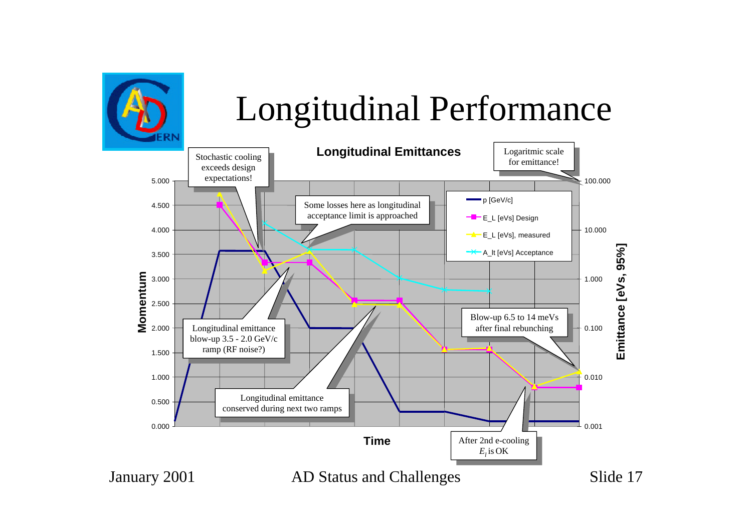# Longitudinal Performance

**Longitudinal Emittances**

Stochastic cooling exceeds design expectations!

Some losses here as longitudinal acceptance limit is approached

Logaritmic scale for emittance!

Longitudinal emittance blow-up 3.5 - 2.0 GeV/c ramp (RF noise?)

Longitudinal emittance conserved during next two ramps

Blow-up 6.5 to 14 meVs after final rebunching

After 2nd e-cooling $E_l$ is OK

Legend: p [GeV/c]; E_L [eVs] Design; E_L [eVs], measured; A_lt [eVs] Acceptance

Left axis: Momentum (0.000 – 5.000)

Right axis: Emittance [eVs, 95%] (0.001 – 100.000)

Horizontal axis: Time

January 2001 — AD Status and Challenges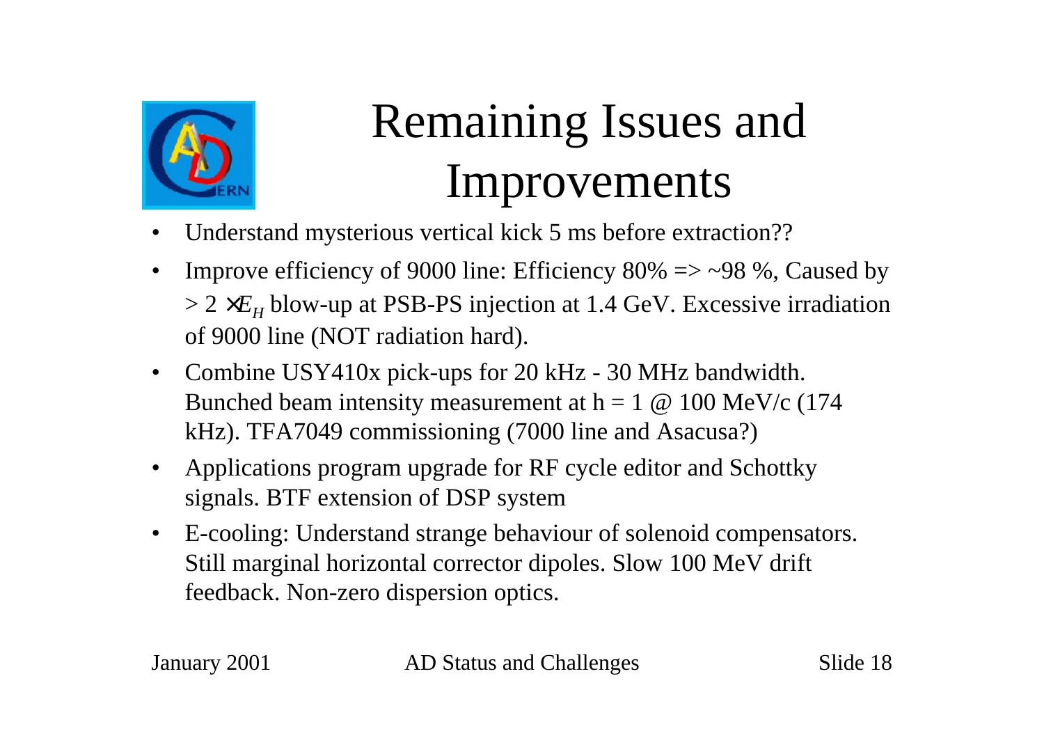# Remaining Issues and Improvements

- Understand mysterious vertical kick 5 ms before extraction??
- Improve efficiency of 9000 line: Efficiency 80% => ~98 %, Caused by > 2 $\times E_H$ blow-up at PSB-PS injection at 1.4 GeV. Excessive irradiation of 9000 line (NOT radiation hard).
- Combine USY410x pick-ups for 20 kHz - 30 MHz bandwidth. Bunched beam intensity measurement at h = 1 @ 100 MeV/c (174 kHz). TFA7049 commissioning (7000 line and Asacusa?)
- Applications program upgrade for RF cycle editor and Schottky signals. BTF extension of DSP system
- E-cooling: Understand strange behaviour of solenoid compensators. Still marginal horizontal corrector dipoles. Slow 100 MeV drift feedback. Non-zero dispersion optics.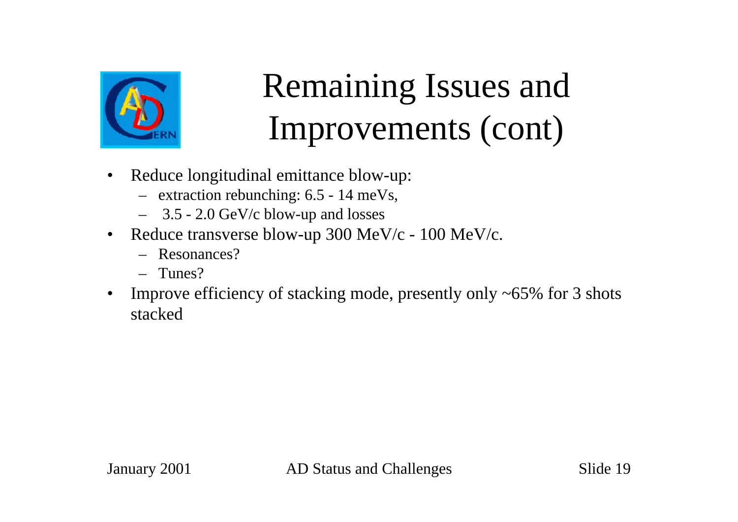# Remaining Issues and Improvements (cont)

- Reduce longitudinal emittance blow-up:
  - extraction rebunching: 6.5 - 14 meVs,
  - 3.5 - 2.0 GeV/c blow-up and losses
- Reduce transverse blow-up 300 MeV/c - 100 MeV/c.
  - Resonances?
  - Tunes?
- Improve efficiency of stacking mode, presently only ~65% for 3 shots stacked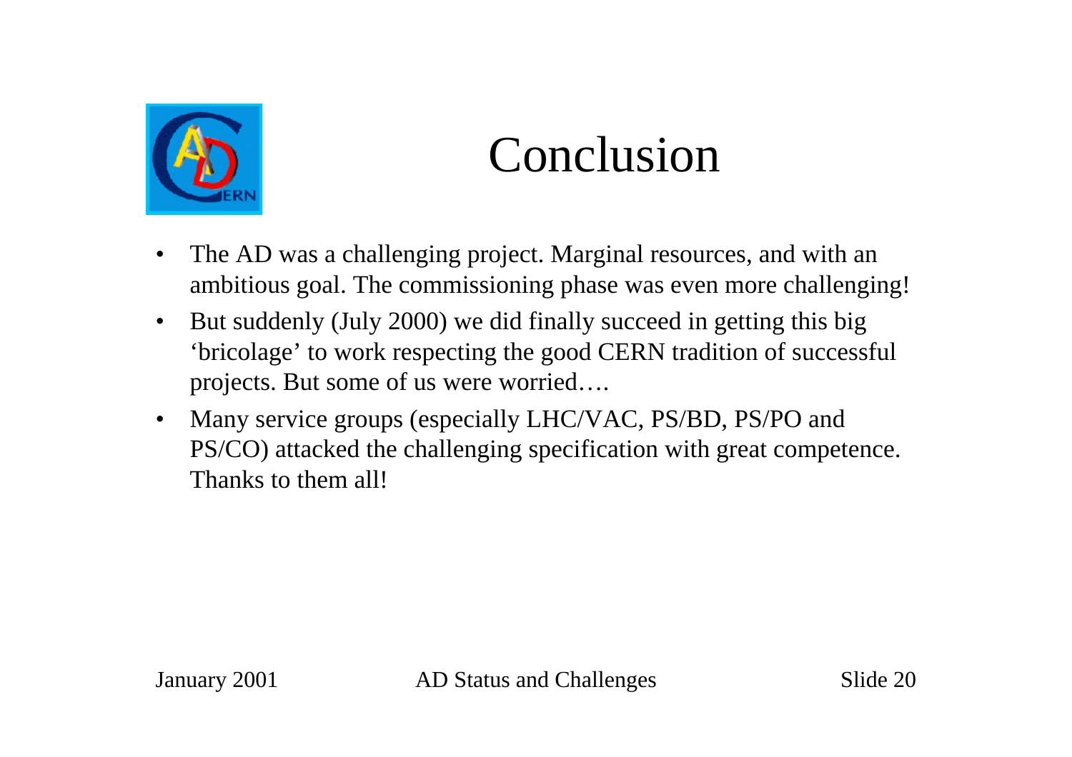# Conclusion

- The AD was a challenging project. Marginal resources, and with an ambitious goal. The commissioning phase was even more challenging!
- But suddenly (July 2000) we did finally succeed in getting this big ‘bricolage’ to work respecting the good CERN tradition of successful projects. But some of us were worried….
- Many service groups (especially LHC/VAC, PS/BD, PS/PO and PS/CO) attacked the challenging specification with great competence. Thanks to them all!